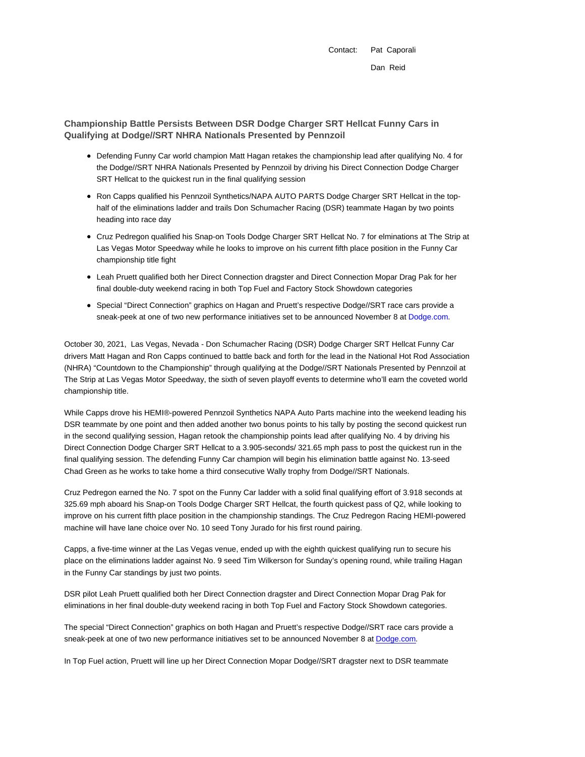Contact: Pat Caporali

Dan Reid

## Championship Battle Persists Between DSR Dodge Charger SRT Hellcat Funny Cars in Qualifying at Dodge//SRT NHRA Nationals Presented by Pennzoil

- Defending Funny Car world champion Matt Hagan retakes the championship lead after qualifying No. 4 for the Dodge//SRT NHRA Nationals Presented by Pennzoil by driving his Direct Connection Dodge Charger SRT Hellcat to the quickest run in the final qualifying session
- Ron Capps qualified his Pennzoil Synthetics/NAPA AUTO PARTS Dodge Charger SRT Hellcat in the top-half of the eliminations ladder and trails Don Schumacher Racing (DSR) teammate Hagan by two points heading into race day
- Cruz Pedregon qualified his Snap-on Tools Dodge Charger SRT Hellcat No. 7 for elminations at The Strip at Las Vegas Motor Speedway while he looks to improve on his current fifth place position in the Funny Car championship title fight
- Leah Pruett qualified both her Direct Connection dragster and Direct Connection Mopar Drag Pak for her final double-duty weekend racing in both Top Fuel and Factory Stock Showdown categories
- Special "Direct Connection" graphics on Hagan and Pruett's respective Dodge//SRT race cars provide a sneak-peek at one of two new performance initiatives set to be announced November 8 at Dodge.com.

October 30, 2021, Las Vegas, Nevada - Don Schumacher Racing (DSR) Dodge Charger SRT Hellcat Funny Car drivers Matt Hagan and Ron Capps continued to battle back and forth for the lead in the National Hot Rod Association (NHRA) "Countdown to the Championship" through qualifying at the Dodge//SRT Nationals Presented by Pennzoil at The Strip at Las Vegas Motor Speedway, the sixth of seven playoff events to determine who'll earn the coveted world championship title.

While Capps drove his HEMI®-powered Pennzoil Synthetics NAPA Auto Parts machine into the weekend leading his DSR teammate by one point and then added another two bonus points to his tally by posting the second quickest run in the second qualifying session, Hagan retook the championship points lead after qualifying No. 4 by driving his Direct Connection Dodge Charger SRT Hellcat to a 3.905-seconds/ 321.65 mph pass to post the quickest run in the final qualifying session. The defending Funny Car champion will begin his elimination battle against No. 13-seed Chad Green as he works to take home a third consecutive Wally trophy from Dodge//SRT Nationals.

Cruz Pedregon earned the No. 7 spot on the Funny Car ladder with a solid final qualifying effort of 3.918 seconds at 325.69 mph aboard his Snap-on Tools Dodge Charger SRT Hellcat, the fourth quickest pass of Q2, while looking to improve on his current fifth place position in the championship standings. The Cruz Pedregon Racing HEMI-powered machine will have lane choice over No. 10 seed Tony Jurado for his first round pairing.

Capps, a five-time winner at the Las Vegas venue, ended up with the eighth quickest qualifying run to secure his place on the eliminations ladder against No. 9 seed Tim Wilkerson for Sunday's opening round, while trailing Hagan in the Funny Car standings by just two points.

DSR pilot Leah Pruett qualified both her Direct Connection dragster and Direct Connection Mopar Drag Pak for eliminations in her final double-duty weekend racing in both Top Fuel and Factory Stock Showdown categories.

The special "Direct Connection" graphics on both Hagan and Pruett's respective Dodge//SRT race cars provide a sneak-peek at one of two new performance initiatives set to be announced November 8 at Dodge.com.

In Top Fuel action, Pruett will line up her Direct Connection Mopar Dodge//SRT dragster next to DSR teammate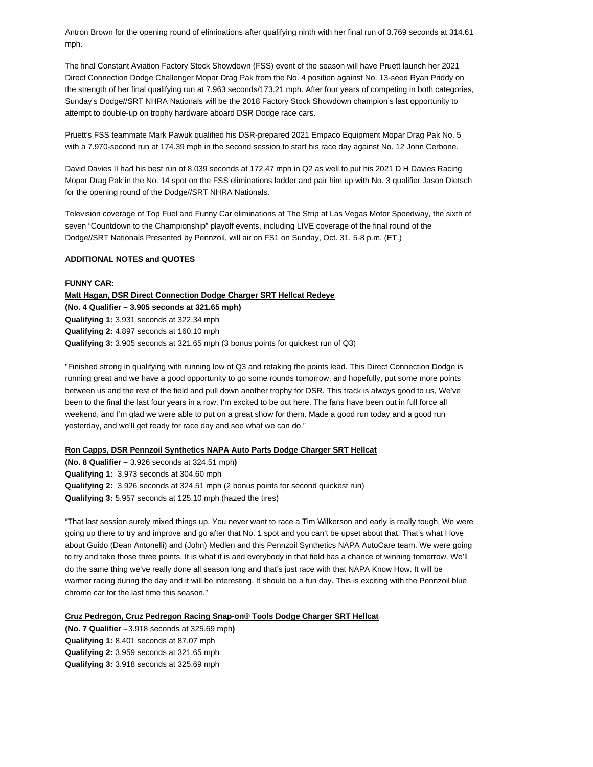Antron Brown for the opening round of eliminations after qualifying ninth with her final run of 3.769 seconds at 314.61 mph.

The final Constant Aviation Factory Stock Showdown (FSS) event of the season will have Pruett launch her 2021 Direct Connection Dodge Challenger Mopar Drag Pak from the No. 4 position against No. 13-seed Ryan Priddy on the strength of her final qualifying run at 7.963 seconds/173.21 mph. After four years of competing in both categories, Sunday's Dodge//SRT NHRA Nationals will be the 2018 Factory Stock Showdown champion's last opportunity to attempt to double-up on trophy hardware aboard DSR Dodge race cars.

Pruett's FSS teammate Mark Pawuk qualified his DSR-prepared 2021 Empaco Equipment Mopar Drag Pak No. 5 with a 7.970-second run at 174.39 mph in the second session to start his race day against No. 12 John Cerbone.

David Davies II had his best run of 8.039 seconds at 172.47 mph in Q2 as well to put his 2021 D H Davies Racing Mopar Drag Pak in the No. 14 spot on the FSS eliminations ladder and pair him up with No. 3 qualifier Jason Dietsch for the opening round of the Dodge//SRT NHRA Nationals.

Television coverage of Top Fuel and Funny Car eliminations at The Strip at Las Vegas Motor Speedway, the sixth of seven "Countdown to the Championship" playoff events, including LIVE coverage of the final round of the Dodge//SRT Nationals Presented by Pennzoil, will air on FS1 on Sunday, Oct. 31, 5-8 p.m. (ET.)

**ADDITIONAL NOTES and QUOTES**

**FUNNY CAR:**

**Matt Hagan, DSR Direct Connection Dodge Charger SRT Hellcat Redeye**
**(No. 4 Qualifier – 3.905 seconds at 321.65 mph)**
**Qualifying 1:** 3.931 seconds at 322.34 mph
**Qualifying 2:** 4.897 seconds at 160.10 mph
**Qualifying 3:** 3.905 seconds at 321.65 mph (3 bonus points for quickest run of Q3)

"Finished strong in qualifying with running low of Q3 and retaking the points lead. This Direct Connection Dodge is running great and we have a good opportunity to go some rounds tomorrow, and hopefully, put some more points between us and the rest of the field and pull down another trophy for DSR. This track is always good to us, We've been to the final the last four years in a row. I'm excited to be out here. The fans have been out in full force all weekend, and I'm glad we were able to put on a great show for them. Made a good run today and a good run yesterday, and we'll get ready for race day and see what we can do."

**Ron Capps, DSR Pennzoil Synthetics NAPA Auto Parts Dodge Charger SRT Hellcat**
**(No. 8 Qualifier –** 3.926 seconds at 324.51 mph**)**
**Qualifying 1:** 3.973 seconds at 304.60 mph
**Qualifying 2:** 3.926 seconds at 324.51 mph (2 bonus points for second quickest run)
**Qualifying 3:** 5.957 seconds at 125.10 mph (hazed the tires)

"That last session surely mixed things up. You never want to race a Tim Wilkerson and early is really tough. We were going up there to try and improve and go after that No. 1 spot and you can't be upset about that. That's what I love about Guido (Dean Antonelli) and (John) Medlen and this Pennzoil Synthetics NAPA AutoCare team. We were going to try and take those three points. It is what it is and everybody in that field has a chance of winning tomorrow. We'll do the same thing we've really done all season long and that's just race with that NAPA Know How. It will be warmer racing during the day and it will be interesting. It should be a fun day. This is exciting with the Pennzoil blue chrome car for the last time this season."

**Cruz Pedregon, Cruz Pedregon Racing Snap-on® Tools Dodge Charger SRT Hellcat**
**(No. 7 Qualifier –**3.918 seconds at 325.69 mph**)**
**Qualifying 1:** 8.401 seconds at 87.07 mph
**Qualifying 2:** 3.959 seconds at 321.65 mph
**Qualifying 3:** 3.918 seconds at 325.69 mph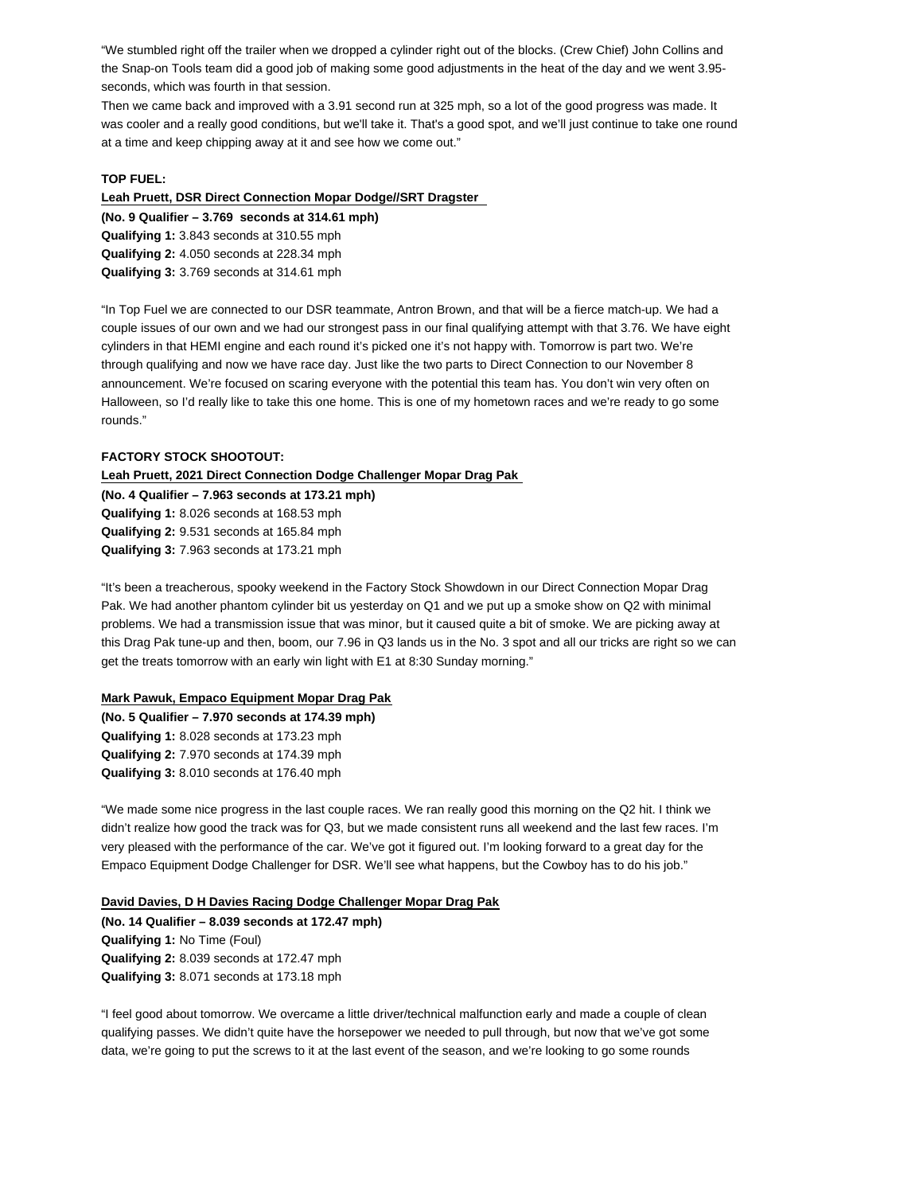"We stumbled right off the trailer when we dropped a cylinder right out of the blocks. (Crew Chief) John Collins and the Snap-on Tools team did a good job of making some good adjustments in the heat of the day and we went 3.95-seconds, which was fourth in that session.

Then we came back and improved with a 3.91 second run at 325 mph, so a lot of the good progress was made. It was cooler and a really good conditions, but we'll take it. That's a good spot, and we'll just continue to take one round at a time and keep chipping away at it and see how we come out."

**TOP FUEL:**

**Leah Pruett, DSR Direct Connection Mopar Dodge//SRT Dragster**

**(No. 9 Qualifier – 3.769 seconds at 314.61 mph)**
**Qualifying 1:** 3.843 seconds at 310.55 mph
**Qualifying 2:** 4.050 seconds at 228.34 mph
**Qualifying 3:** 3.769 seconds at 314.61 mph

"In Top Fuel we are connected to our DSR teammate, Antron Brown, and that will be a fierce match-up. We had a couple issues of our own and we had our strongest pass in our final qualifying attempt with that 3.76. We have eight cylinders in that HEMI engine and each round it's picked one it's not happy with. Tomorrow is part two. We're through qualifying and now we have race day. Just like the two parts to Direct Connection to our November 8 announcement. We're focused on scaring everyone with the potential this team has. You don't win very often on Halloween, so I'd really like to take this one home. This is one of my hometown races and we're ready to go some rounds."

**FACTORY STOCK SHOOTOUT:**

**Leah Pruett, 2021 Direct Connection Dodge Challenger Mopar Drag Pak**

**(No. 4 Qualifier – 7.963 seconds at 173.21 mph)**
**Qualifying 1:** 8.026 seconds at 168.53 mph
**Qualifying 2:** 9.531 seconds at 165.84 mph
**Qualifying 3:** 7.963 seconds at 173.21 mph

"It's been a treacherous, spooky weekend in the Factory Stock Showdown in our Direct Connection Mopar Drag Pak. We had another phantom cylinder bit us yesterday on Q1 and we put up a smoke show on Q2 with minimal problems. We had a transmission issue that was minor, but it caused quite a bit of smoke. We are picking away at this Drag Pak tune-up and then, boom, our 7.96 in Q3 lands us in the No. 3 spot and all our tricks are right so we can get the treats tomorrow with an early win light with E1 at 8:30 Sunday morning."

**Mark Pawuk, Empaco Equipment Mopar Drag Pak**

**(No. 5 Qualifier – 7.970 seconds at 174.39 mph)**
**Qualifying 1:** 8.028 seconds at 173.23 mph
**Qualifying 2:** 7.970 seconds at 174.39 mph
**Qualifying 3:** 8.010 seconds at 176.40 mph

"We made some nice progress in the last couple races. We ran really good this morning on the Q2 hit. I think we didn't realize how good the track was for Q3, but we made consistent runs all weekend and the last few races. I'm very pleased with the performance of the car. We've got it figured out. I'm looking forward to a great day for the Empaco Equipment Dodge Challenger for DSR. We'll see what happens, but the Cowboy has to do his job."

**David Davies, D H Davies Racing Dodge Challenger Mopar Drag Pak**

**(No. 14 Qualifier – 8.039 seconds at 172.47 mph)**
**Qualifying 1:** No Time (Foul)
**Qualifying 2:** 8.039 seconds at 172.47 mph
**Qualifying 3:** 8.071 seconds at 173.18 mph

"I feel good about tomorrow. We overcame a little driver/technical malfunction early and made a couple of clean qualifying passes. We didn't quite have the horsepower we needed to pull through, but now that we've got some data, we're going to put the screws to it at the last event of the season, and we're looking to go some rounds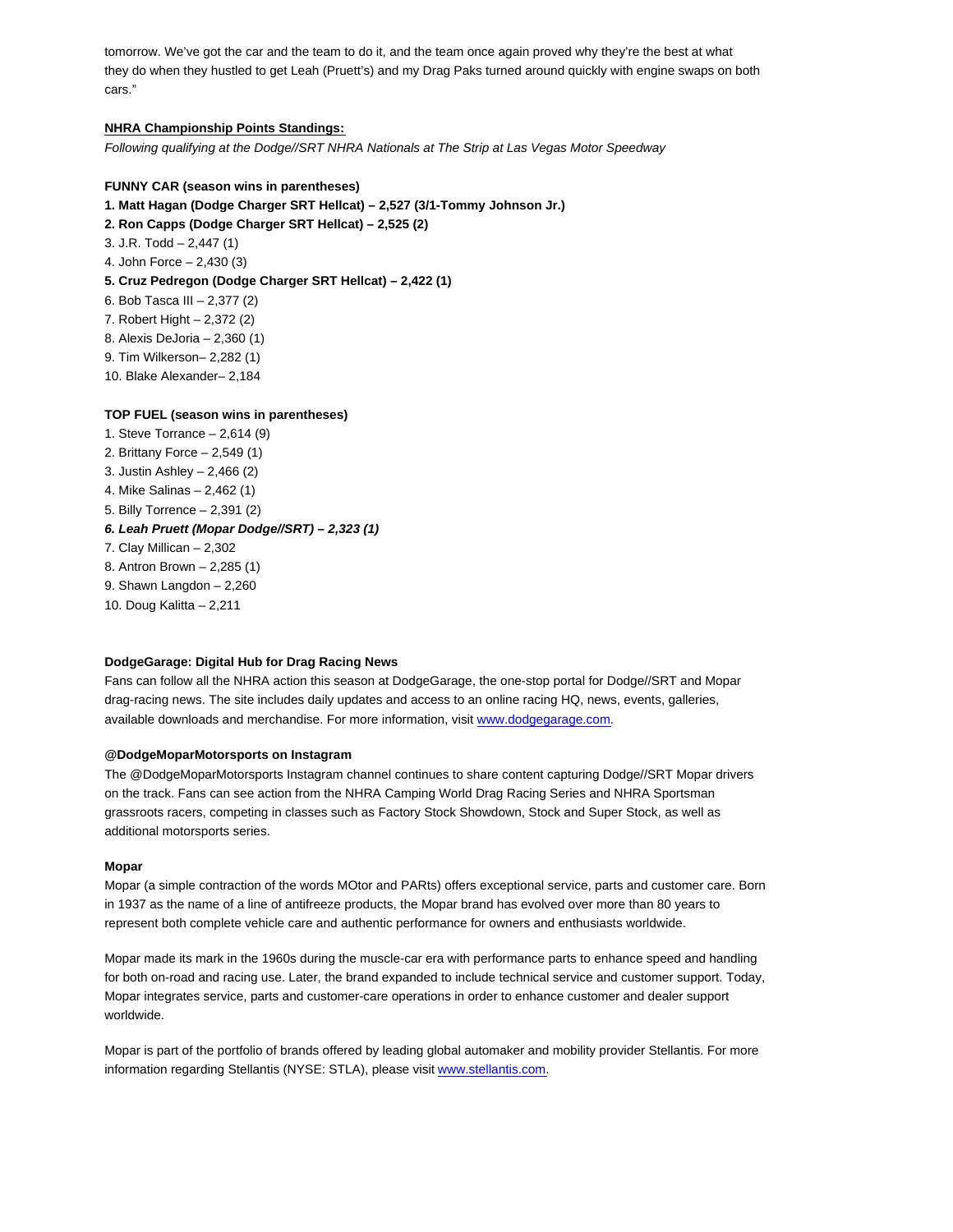tomorrow. We've got the car and the team to do it, and the team once again proved why they're the best at what they do when they hustled to get Leah (Pruett's) and my Drag Paks turned around quickly with engine swaps on both cars."

**NHRA Championship Points Standings:**

*Following qualifying at the Dodge//SRT NHRA Nationals at The Strip at Las Vegas Motor Speedway*

**FUNNY CAR (season wins in parentheses)**

**1. Matt Hagan (Dodge Charger SRT Hellcat) – 2,527 (3/1-Tommy Johnson Jr.)**
**2. Ron Capps (Dodge Charger SRT Hellcat) – 2,525 (2)**
3. J.R. Todd – 2,447 (1)
4. John Force – 2,430 (3)
**5. Cruz Pedregon (Dodge Charger SRT Hellcat) – 2,422 (1)**
6. Bob Tasca III – 2,377 (2)
7. Robert Hight – 2,372 (2)
8. Alexis DeJoria – 2,360 (1)
9. Tim Wilkerson– 2,282 (1)
10. Blake Alexander– 2,184

**TOP FUEL (season wins in parentheses)**

1. Steve Torrance – 2,614 (9)
2. Brittany Force – 2,549 (1)
3. Justin Ashley – 2,466 (2)
4. Mike Salinas – 2,462 (1)
5. Billy Torrence – 2,391 (2)
***6. Leah Pruett (Mopar Dodge//SRT) – 2,323 (1)***
7. Clay Millican – 2,302
8. Antron Brown – 2,285 (1)
9. Shawn Langdon – 2,260
10. Doug Kalitta – 2,211

**DodgeGarage: Digital Hub for Drag Racing News**

Fans can follow all the NHRA action this season at DodgeGarage, the one-stop portal for Dodge//SRT and Mopar drag-racing news. The site includes daily updates and access to an online racing HQ, news, events, galleries, available downloads and merchandise. For more information, visit www.dodgegarage.com.

**@DodgeMoparMotorsports on Instagram**

The @DodgeMoparMotorsports Instagram channel continues to share content capturing Dodge//SRT Mopar drivers on the track. Fans can see action from the NHRA Camping World Drag Racing Series and NHRA Sportsman grassroots racers, competing in classes such as Factory Stock Showdown, Stock and Super Stock, as well as additional motorsports series.

**Mopar**

Mopar (a simple contraction of the words MOtor and PARts) offers exceptional service, parts and customer care. Born in 1937 as the name of a line of antifreeze products, the Mopar brand has evolved over more than 80 years to represent both complete vehicle care and authentic performance for owners and enthusiasts worldwide.

Mopar made its mark in the 1960s during the muscle-car era with performance parts to enhance speed and handling for both on-road and racing use. Later, the brand expanded to include technical service and customer support. Today, Mopar integrates service, parts and customer-care operations in order to enhance customer and dealer support worldwide.

Mopar is part of the portfolio of brands offered by leading global automaker and mobility provider Stellantis. For more information regarding Stellantis (NYSE: STLA), please visit www.stellantis.com.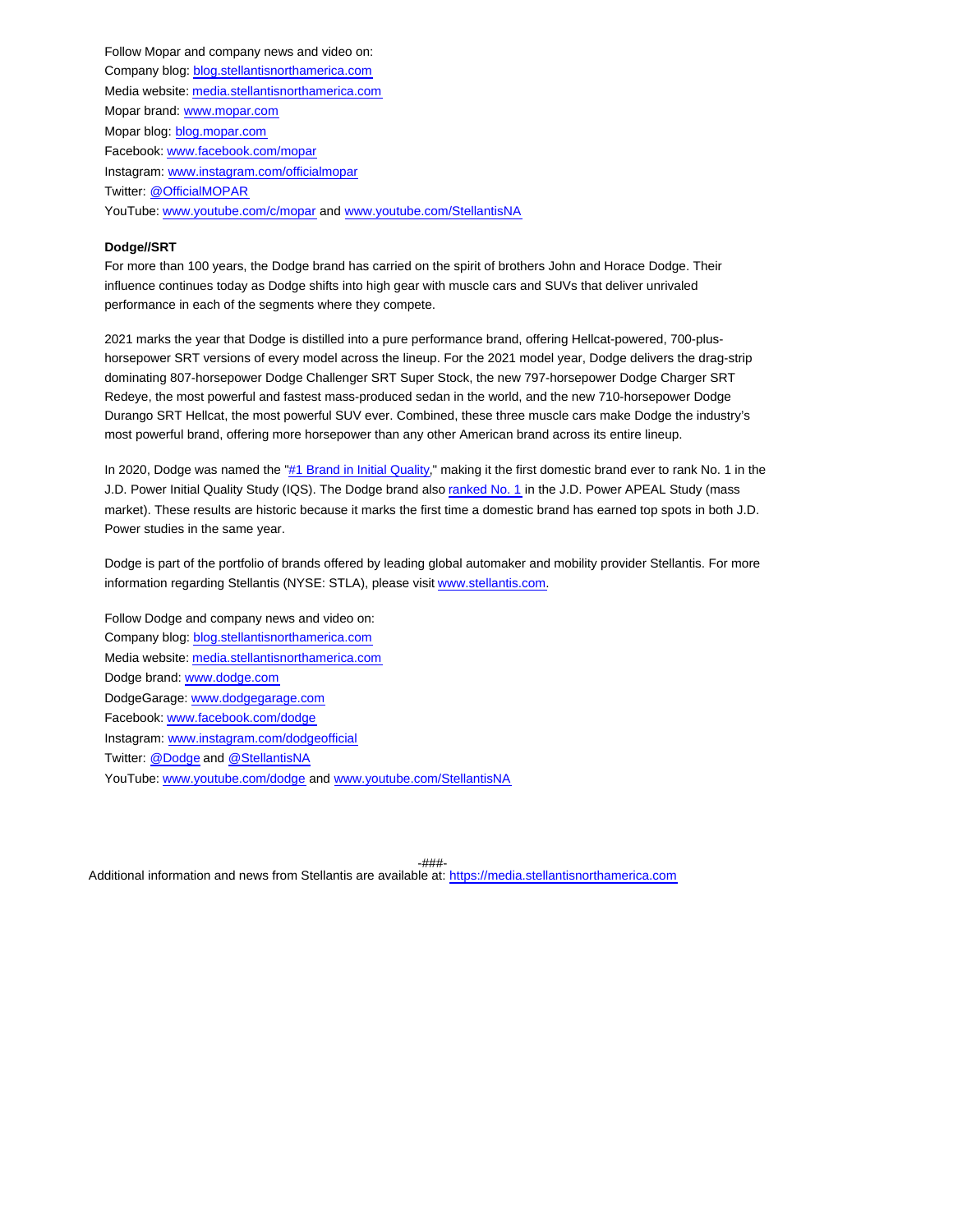Follow Mopar and company news and video on:
Company blog: blog.stellantisnorthamerica.com
Media website: media.stellantisnorthamerica.com
Mopar brand: www.mopar.com
Mopar blog: blog.mopar.com
Facebook: www.facebook.com/mopar
Instagram: www.instagram.com/officialmopar
Twitter: @OfficialMOPAR
YouTube: www.youtube.com/c/mopar and www.youtube.com/StellantisNA

**Dodge//SRT**

For more than 100 years, the Dodge brand has carried on the spirit of brothers John and Horace Dodge. Their influence continues today as Dodge shifts into high gear with muscle cars and SUVs that deliver unrivaled performance in each of the segments where they compete.

2021 marks the year that Dodge is distilled into a pure performance brand, offering Hellcat-powered, 700-plus-horsepower SRT versions of every model across the lineup. For the 2021 model year, Dodge delivers the drag-strip dominating 807-horsepower Dodge Challenger SRT Super Stock, the new 797-horsepower Dodge Charger SRT Redeye, the most powerful and fastest mass-produced sedan in the world, and the new 710-horsepower Dodge Durango SRT Hellcat, the most powerful SUV ever. Combined, these three muscle cars make Dodge the industry's most powerful brand, offering more horsepower than any other American brand across its entire lineup.

In 2020, Dodge was named the "#1 Brand in Initial Quality," making it the first domestic brand ever to rank No. 1 in the J.D. Power Initial Quality Study (IQS). The Dodge brand also ranked No. 1 in the J.D. Power APEAL Study (mass market). These results are historic because it marks the first time a domestic brand has earned top spots in both J.D. Power studies in the same year.

Dodge is part of the portfolio of brands offered by leading global automaker and mobility provider Stellantis. For more information regarding Stellantis (NYSE: STLA), please visit www.stellantis.com.

Follow Dodge and company news and video on:
Company blog: blog.stellantisnorthamerica.com
Media website: media.stellantisnorthamerica.com
Dodge brand: www.dodge.com
DodgeGarage: www.dodgegarage.com
Facebook: www.facebook.com/dodge
Instagram: www.instagram.com/dodgeofficial
Twitter: @Dodge and @StellantisNA
YouTube: www.youtube.com/dodge and www.youtube.com/StellantisNA

-###-

Additional information and news from Stellantis are available at: https://media.stellantisnorthamerica.com